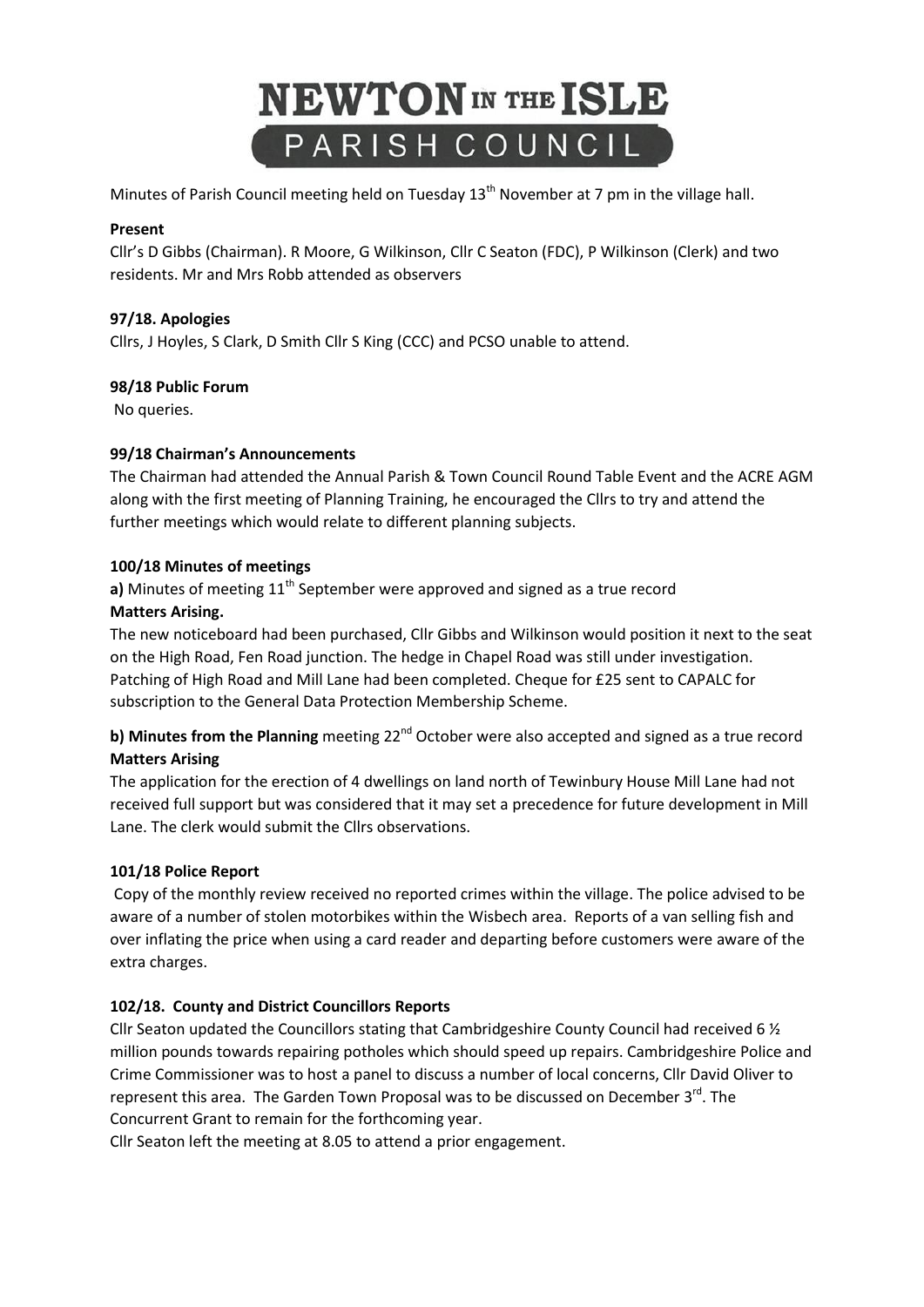# NEWTON IN THE ISLE
## PARISH COUNCIL

Minutes of Parish Council meeting held on Tuesday 13th November at 7 pm in the village hall.

**Present**

Cllr's D Gibbs (Chairman). R Moore, G Wilkinson, Cllr C Seaton (FDC), P Wilkinson (Clerk) and two residents. Mr and Mrs Robb attended as observers

**97/18. Apologies**

Cllrs, J Hoyles, S Clark, D Smith Cllr S King (CCC) and PCSO unable to attend.

**98/18 Public Forum**

No queries.

**99/18 Chairman's Announcements**

The Chairman had attended the Annual Parish & Town Council Round Table Event and the ACRE AGM along with the first meeting of Planning Training, he encouraged the Cllrs to try and attend the further meetings which would relate to different planning subjects.

**100/18 Minutes of meetings**

**a)** Minutes of meeting 11th September were approved and signed as a true record

**Matters Arising.**

The new noticeboard had been purchased, Cllr Gibbs and Wilkinson would position it next to the seat on the High Road, Fen Road junction. The hedge in Chapel Road was still under investigation. Patching of High Road and Mill Lane had been completed. Cheque for £25 sent to CAPALC for subscription to the General Data Protection Membership Scheme.

**b) Minutes from the Planning** meeting 22nd October were also accepted and signed as a true record

**Matters Arising**

The application for the erection of 4 dwellings on land north of Tewinbury House Mill Lane had not received full support but was considered that it may set a precedence for future development in Mill Lane. The clerk would submit the Cllrs observations.

**101/18 Police Report**

Copy of the monthly review received no reported crimes within the village. The police advised to be aware of a number of stolen motorbikes within the Wisbech area. Reports of a van selling fish and over inflating the price when using a card reader and departing before customers were aware of the extra charges.

**102/18. County and District Councillors Reports**

Cllr Seaton updated the Councillors stating that Cambridgeshire County Council had received 6 ½ million pounds towards repairing potholes which should speed up repairs. Cambridgeshire Police and Crime Commissioner was to host a panel to discuss a number of local concerns, Cllr David Oliver to represent this area. The Garden Town Proposal was to be discussed on December 3rd. The Concurrent Grant to remain for the forthcoming year.

Cllr Seaton left the meeting at 8.05 to attend a prior engagement.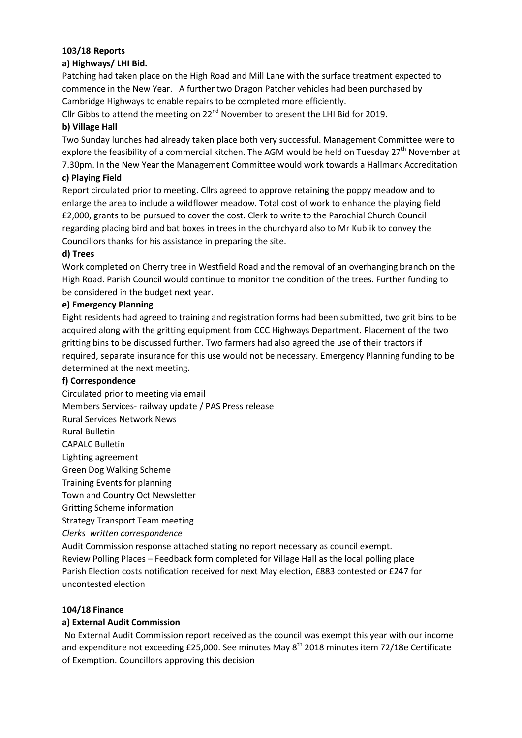**103/18 Reports**

**a) Highways/ LHI Bid.**

Patching had taken place on the High Road and Mill Lane with the surface treatment expected to commence in the New Year. A further two Dragon Patcher vehicles had been purchased by Cambridge Highways to enable repairs to be completed more efficiently.

Cllr Gibbs to attend the meeting on 22nd November to present the LHI Bid for 2019.

**b) Village Hall**

Two Sunday lunches had already taken place both very successful. Management Committee were to explore the feasibility of a commercial kitchen. The AGM would be held on Tuesday 27th November at 7.30pm. In the New Year the Management Committee would work towards a Hallmark Accreditation

**c) Playing Field**

Report circulated prior to meeting. Cllrs agreed to approve retaining the poppy meadow and to enlarge the area to include a wildflower meadow. Total cost of work to enhance the playing field £2,000, grants to be pursued to cover the cost. Clerk to write to the Parochial Church Council regarding placing bird and bat boxes in trees in the churchyard also to Mr Kublik to convey the Councillors thanks for his assistance in preparing the site.

**d) Trees**

Work completed on Cherry tree in Westfield Road and the removal of an overhanging branch on the High Road. Parish Council would continue to monitor the condition of the trees. Further funding to be considered in the budget next year.

**e) Emergency Planning**

Eight residents had agreed to training and registration forms had been submitted, two grit bins to be acquired along with the gritting equipment from CCC Highways Department. Placement of the two gritting bins to be discussed further. Two farmers had also agreed the use of their tractors if required, separate insurance for this use would not be necessary. Emergency Planning funding to be determined at the next meeting.

**f) Correspondence**

Circulated prior to meeting via email

Members Services- railway update / PAS Press release

Rural Services Network News

Rural Bulletin

CAPALC Bulletin

Lighting agreement

Green Dog Walking Scheme

Training Events for planning

Town and Country Oct Newsletter

Gritting Scheme information

Strategy Transport Team meeting

*Clerks written correspondence*

Audit Commission response attached stating no report necessary as council exempt.

Review Polling Places – Feedback form completed for Village Hall as the local polling place

Parish Election costs notification received for next May election, £883 contested or £247 for uncontested election

**104/18 Finance**

**a) External Audit Commission**

No External Audit Commission report received as the council was exempt this year with our income and expenditure not exceeding £25,000. See minutes May 8th 2018 minutes item 72/18e Certificate of Exemption. Councillors approving this decision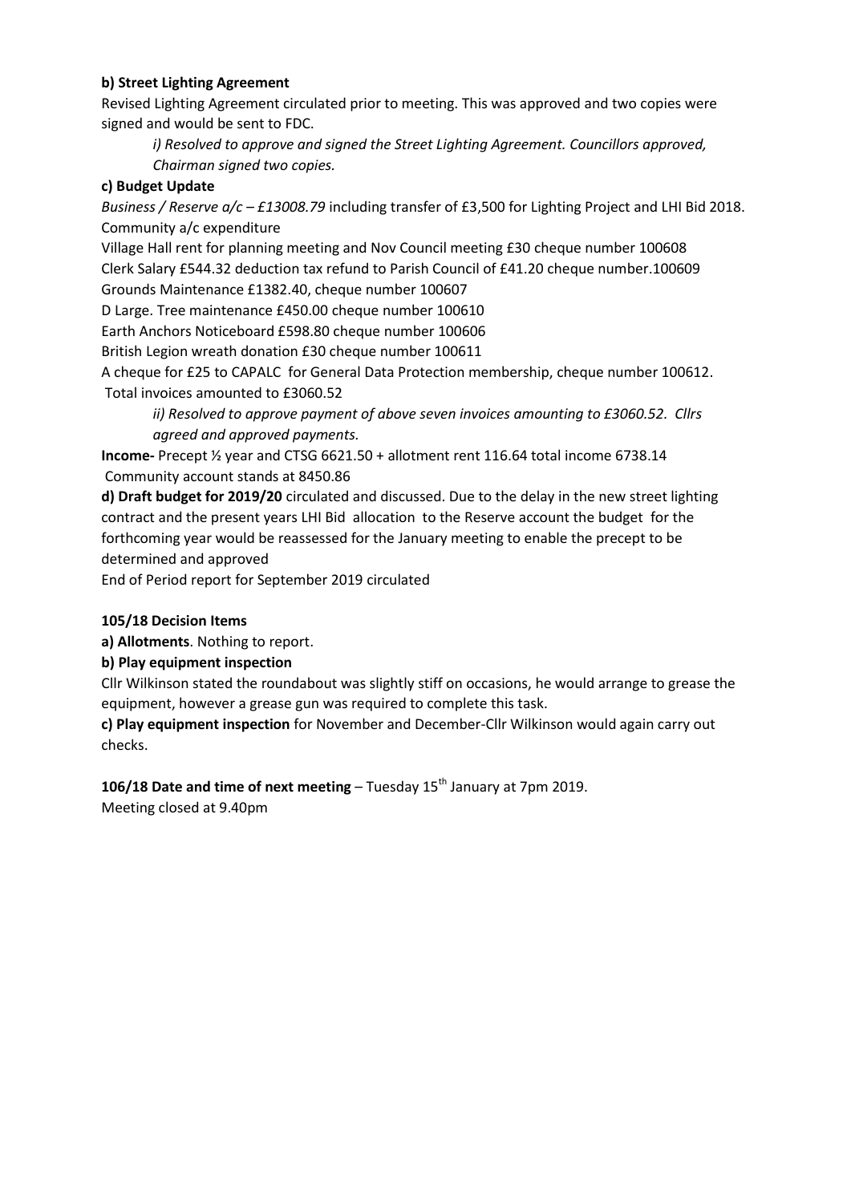**b) Street Lighting Agreement**

Revised Lighting Agreement circulated prior to meeting. This was approved and two copies were signed and would be sent to FDC.

*i) Resolved to approve and signed the Street Lighting Agreement. Councillors approved, Chairman signed two copies.*

**c) Budget Update**

*Business / Reserve a/c – £13008.79* including transfer of £3,500 for Lighting Project and LHI Bid 2018.

Community a/c expenditure

Village Hall rent for planning meeting and Nov Council meeting £30 cheque number 100608

Clerk Salary £544.32 deduction tax refund to Parish Council of £41.20 cheque number.100609

Grounds Maintenance £1382.40, cheque number 100607

D Large. Tree maintenance £450.00 cheque number 100610

Earth Anchors Noticeboard £598.80 cheque number 100606

British Legion wreath donation £30 cheque number 100611

A cheque for £25 to CAPALC for General Data Protection membership, cheque number 100612.

Total invoices amounted to £3060.52

*ii) Resolved to approve payment of above seven invoices amounting to £3060.52. Cllrs agreed and approved payments.*

**Income-** Precept ½ year and CTSG 6621.50 + allotment rent 116.64 total income 6738.14

Community account stands at 8450.86

**d) Draft budget for 2019/20** circulated and discussed. Due to the delay in the new street lighting contract and the present years LHI Bid allocation to the Reserve account the budget for the forthcoming year would be reassessed for the January meeting to enable the precept to be determined and approved

End of Period report for September 2019 circulated

**105/18 Decision Items**

**a) Allotments**. Nothing to report.

**b) Play equipment inspection**

Cllr Wilkinson stated the roundabout was slightly stiff on occasions, he would arrange to grease the equipment, however a grease gun was required to complete this task.

**c) Play equipment inspection** for November and December-Cllr Wilkinson would again carry out checks.

**106/18 Date and time of next meeting** – Tuesday 15th January at 7pm 2019.

Meeting closed at 9.40pm